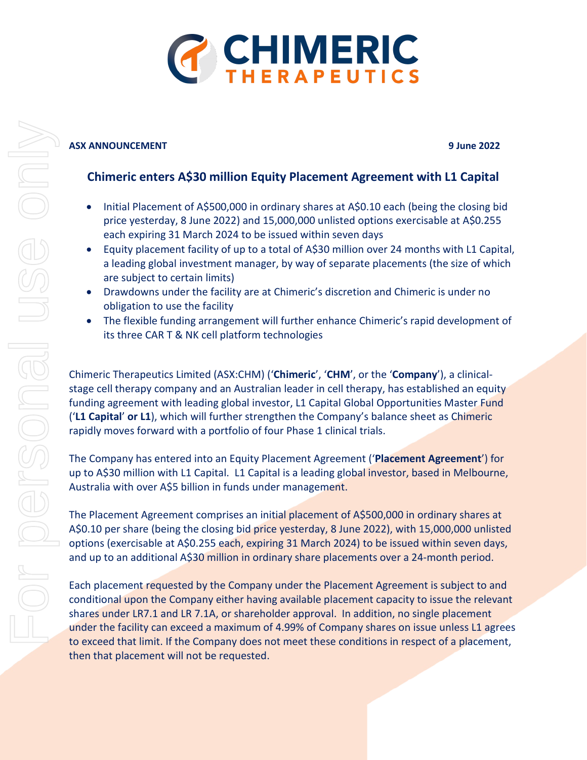**ASX ANNOUNCEMENT** **9 June 2022**

## Chimeric enters A$30 million Equity Placement Agreement with L1 Capital

- Initial Placement of A$500,000 in ordinary shares at A$0.10 each (being the closing bid price yesterday, 8 June 2022) and 15,000,000 unlisted options exercisable at A$0.255 each expiring 31 March 2024 to be issued within seven days
- Equity placement facility of up to a total of A$30 million over 24 months with L1 Capital, a leading global investment manager, by way of separate placements (the size of which are subject to certain limits)
- Drawdowns under the facility are at Chimeric's discretion and Chimeric is under no obligation to use the facility
- The flexible funding arrangement will further enhance Chimeric's rapid development of its three CAR T & NK cell platform technologies

Chimeric Therapeutics Limited (ASX:CHM) ('**Chimeric**', '**CHM**', or the '**Company**'), a clinical-stage cell therapy company and an Australian leader in cell therapy, has established an equity funding agreement with leading global investor, L1 Capital Global Opportunities Master Fund ('**L1 Capital**' **or L1**), which will further strengthen the Company's balance sheet as Chimeric rapidly moves forward with a portfolio of four Phase 1 clinical trials.

The Company has entered into an Equity Placement Agreement ('**Placement Agreement**') for up to A$30 million with L1 Capital. L1 Capital is a leading global investor, based in Melbourne, Australia with over A$5 billion in funds under management.

The Placement Agreement comprises an initial placement of A$500,000 in ordinary shares at A$0.10 per share (being the closing bid price yesterday, 8 June 2022), with 15,000,000 unlisted options (exercisable at A$0.255 each, expiring 31 March 2024) to be issued within seven days, and up to an additional A$30 million in ordinary share placements over a 24-month period.

Each placement requested by the Company under the Placement Agreement is subject to and conditional upon the Company either having available placement capacity to issue the relevant shares under LR7.1 and LR 7.1A, or shareholder approval. In addition, no single placement under the facility can exceed a maximum of 4.99% of Company shares on issue unless L1 agrees to exceed that limit. If the Company does not meet these conditions in respect of a placement, then that placement will not be requested.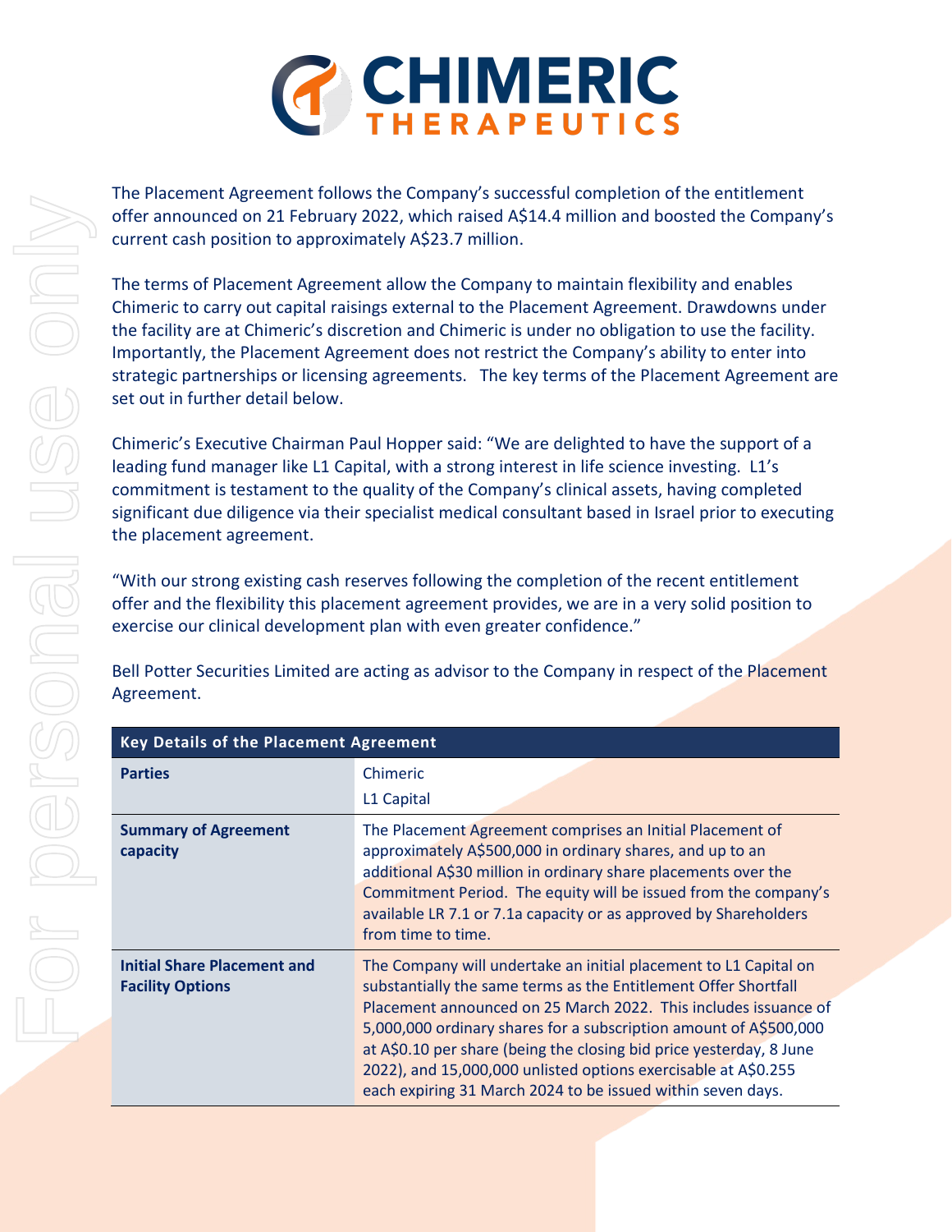The Placement Agreement follows the Company's successful completion of the entitlement offer announced on 21 February 2022, which raised A$14.4 million and boosted the Company's current cash position to approximately A$23.7 million.

The terms of Placement Agreement allow the Company to maintain flexibility and enables Chimeric to carry out capital raisings external to the Placement Agreement. Drawdowns under the facility are at Chimeric's discretion and Chimeric is under no obligation to use the facility. Importantly, the Placement Agreement does not restrict the Company's ability to enter into strategic partnerships or licensing agreements. The key terms of the Placement Agreement are set out in further detail below.

Chimeric's Executive Chairman Paul Hopper said: "We are delighted to have the support of a leading fund manager like L1 Capital, with a strong interest in life science investing. L1's commitment is testament to the quality of the Company's clinical assets, having completed significant due diligence via their specialist medical consultant based in Israel prior to executing the placement agreement.

"With our strong existing cash reserves following the completion of the recent entitlement offer and the flexibility this placement agreement provides, we are in a very solid position to exercise our clinical development plan with even greater confidence."

Bell Potter Securities Limited are acting as advisor to the Company in respect of the Placement Agreement.

| Key Details of the Placement Agreement | |
|---|---|
| **Parties** | Chimeric<br>L1 Capital |
| **Summary of Agreement capacity** | The Placement Agreement comprises an Initial Placement of approximately A$500,000 in ordinary shares, and up to an additional A$30 million in ordinary share placements over the Commitment Period. The equity will be issued from the company's available LR 7.1 or 7.1a capacity or as approved by Shareholders from time to time. |
| **Initial Share Placement and Facility Options** | The Company will undertake an initial placement to L1 Capital on substantially the same terms as the Entitlement Offer Shortfall Placement announced on 25 March 2022. This includes issuance of 5,000,000 ordinary shares for a subscription amount of A$500,000 at A$0.10 per share (being the closing bid price yesterday, 8 June 2022), and 15,000,000 unlisted options exercisable at A$0.255 each expiring 31 March 2024 to be issued within seven days. |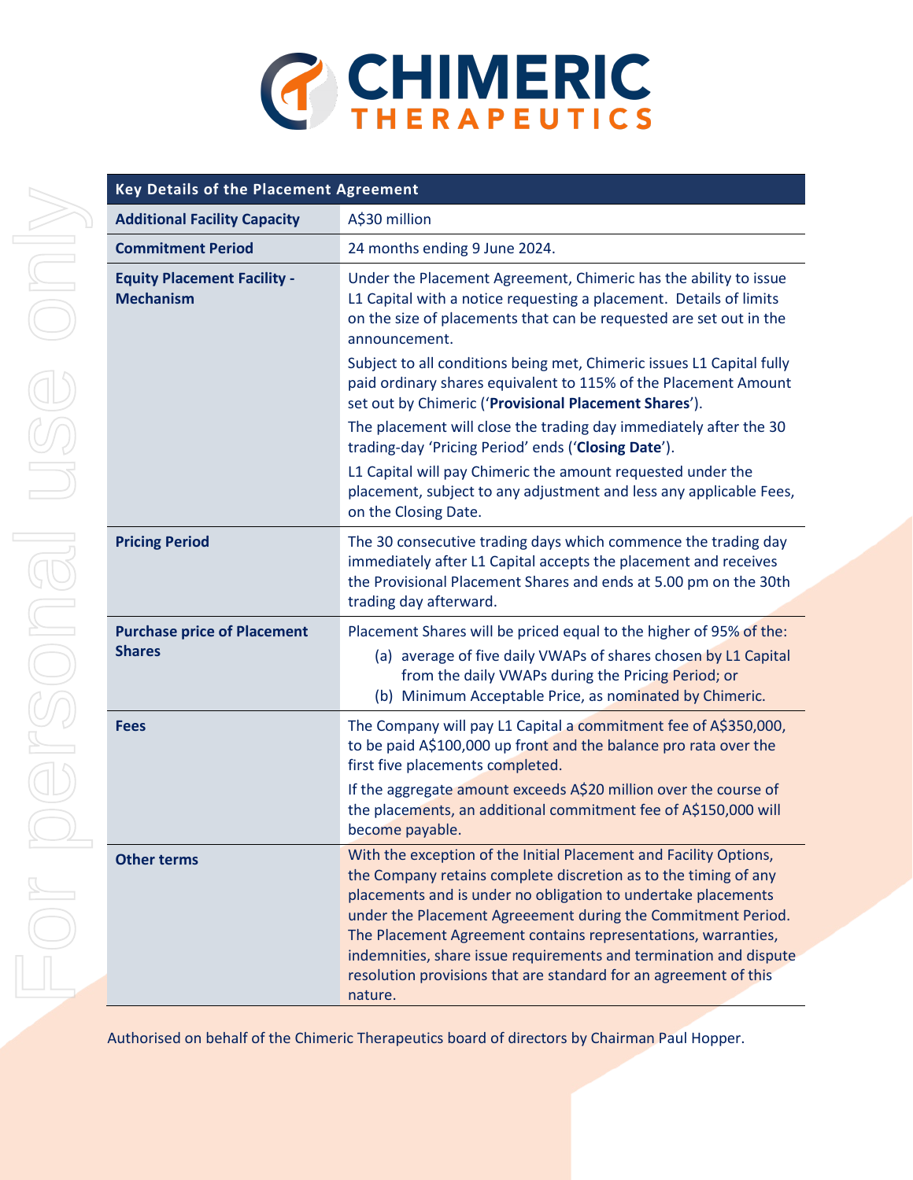| Key Details of the Placement Agreement | |
|---|---|
| **Additional Facility Capacity** | A$30 million |
| **Commitment Period** | 24 months ending 9 June 2024. |
| **Equity Placement Facility - Mechanism** | Under the Placement Agreement, Chimeric has the ability to issue L1 Capital with a notice requesting a placement. Details of limits on the size of placements that can be requested are set out in the announcement.<br><br>Subject to all conditions being met, Chimeric issues L1 Capital fully paid ordinary shares equivalent to 115% of the Placement Amount set out by Chimeric (‘**Provisional Placement Shares**’).<br><br>The placement will close the trading day immediately after the 30 trading-day ‘Pricing Period’ ends (‘**Closing Date**’).<br><br>L1 Capital will pay Chimeric the amount requested under the placement, subject to any adjustment and less any applicable Fees, on the Closing Date. |
| **Pricing Period** | The 30 consecutive trading days which commence the trading day immediately after L1 Capital accepts the placement and receives the Provisional Placement Shares and ends at 5.00 pm on the 30th trading day afterward. |
| **Purchase price of Placement Shares** | Placement Shares will be priced equal to the higher of 95% of the:<br>(a) average of five daily VWAPs of shares chosen by L1 Capital from the daily VWAPs during the Pricing Period; or<br>(b) Minimum Acceptable Price, as nominated by Chimeric. |
| **Fees** | The Company will pay L1 Capital a commitment fee of A$350,000, to be paid A$100,000 up front and the balance pro rata over the first five placements completed.<br><br>If the aggregate amount exceeds A$20 million over the course of the placements, an additional commitment fee of A$150,000 will become payable. |
| **Other terms** | With the exception of the Initial Placement and Facility Options, the Company retains complete discretion as to the timing of any placements and is under no obligation to undertake placements under the Placement Agreeement during the Commitment Period. The Placement Agreement contains representations, warranties, indemnities, share issue requirements and termination and dispute resolution provisions that are standard for an agreement of this nature. |

Authorised on behalf of the Chimeric Therapeutics board of directors by Chairman Paul Hopper.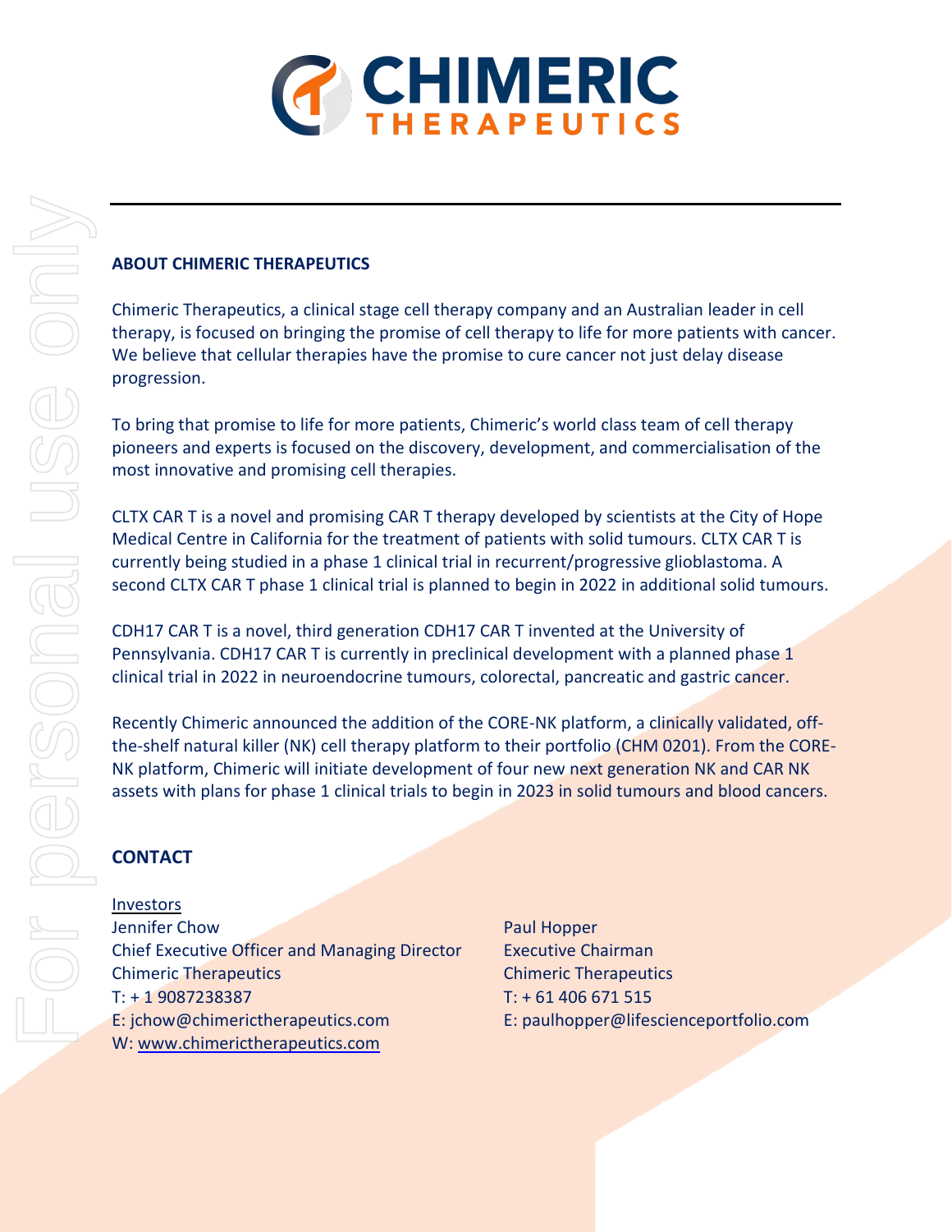## ABOUT CHIMERIC THERAPEUTICS

Chimeric Therapeutics, a clinical stage cell therapy company and an Australian leader in cell therapy, is focused on bringing the promise of cell therapy to life for more patients with cancer. We believe that cellular therapies have the promise to cure cancer not just delay disease progression.

To bring that promise to life for more patients, Chimeric's world class team of cell therapy pioneers and experts is focused on the discovery, development, and commercialisation of the most innovative and promising cell therapies.

CLTX CAR T is a novel and promising CAR T therapy developed by scientists at the City of Hope Medical Centre in California for the treatment of patients with solid tumours. CLTX CAR T is currently being studied in a phase 1 clinical trial in recurrent/progressive glioblastoma. A second CLTX CAR T phase 1 clinical trial is planned to begin in 2022 in additional solid tumours.

CDH17 CAR T is a novel, third generation CDH17 CAR T invented at the University of Pennsylvania. CDH17 CAR T is currently in preclinical development with a planned phase 1 clinical trial in 2022 in neuroendocrine tumours, colorectal, pancreatic and gastric cancer.

Recently Chimeric announced the addition of the CORE-NK platform, a clinically validated, off-the-shelf natural killer (NK) cell therapy platform to their portfolio (CHM 0201). From the CORE-NK platform, Chimeric will initiate development of four new next generation NK and CAR NK assets with plans for phase 1 clinical trials to begin in 2023 in solid tumours and blood cancers.

## CONTACT

Investors

Jennifer Chow
Chief Executive Officer and Managing Director
Chimeric Therapeutics
T: + 1 9087238387
E: jchow@chimerictherapeutics.com
W: www.chimerictherapeutics.com

Paul Hopper
Executive Chairman
Chimeric Therapeutics
T: + 61 406 671 515
E: paulhopper@lifescienceportfolio.com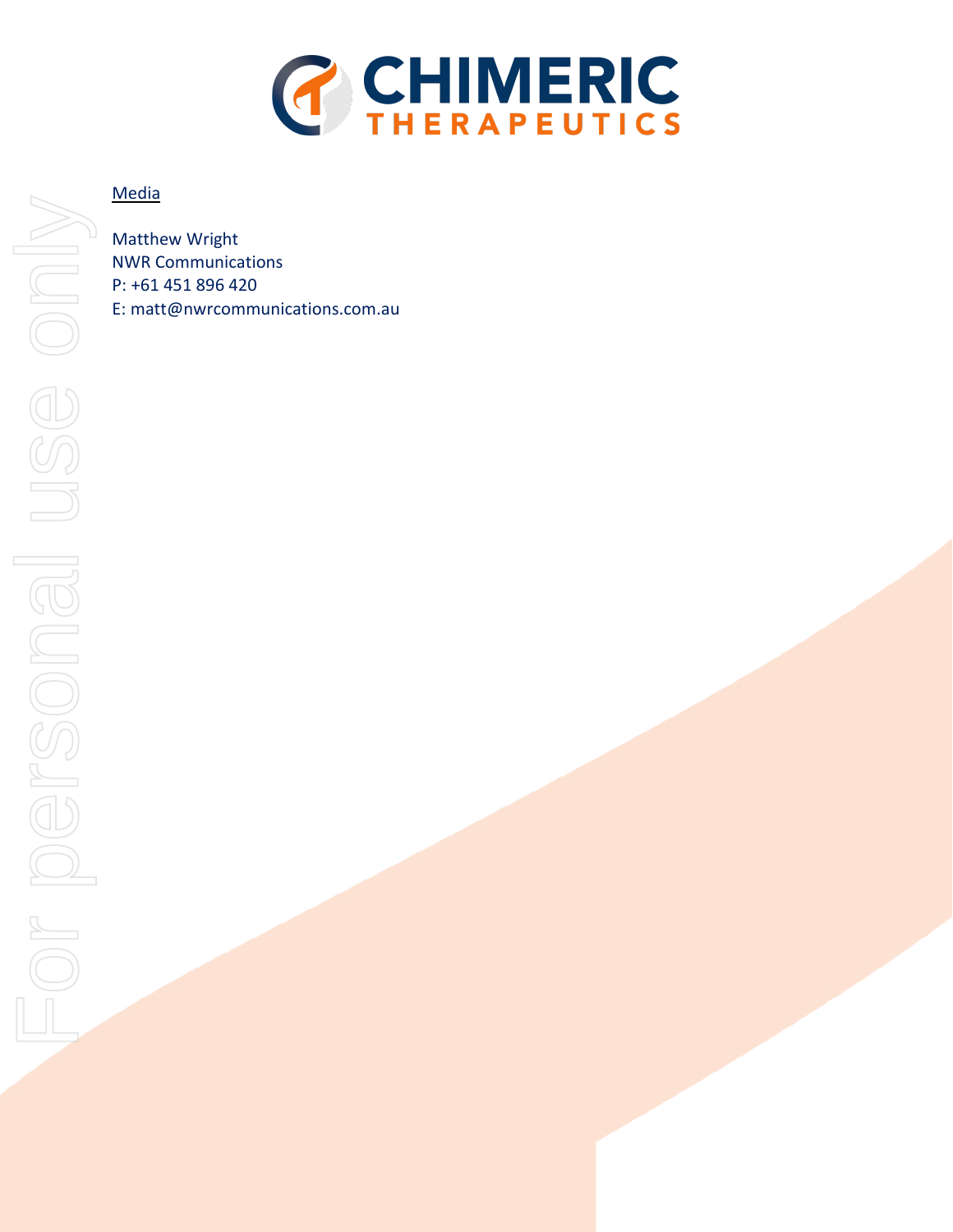Media

Matthew Wright
NWR Communications
P: +61 451 896 420
E: matt@nwrcommunications.com.au